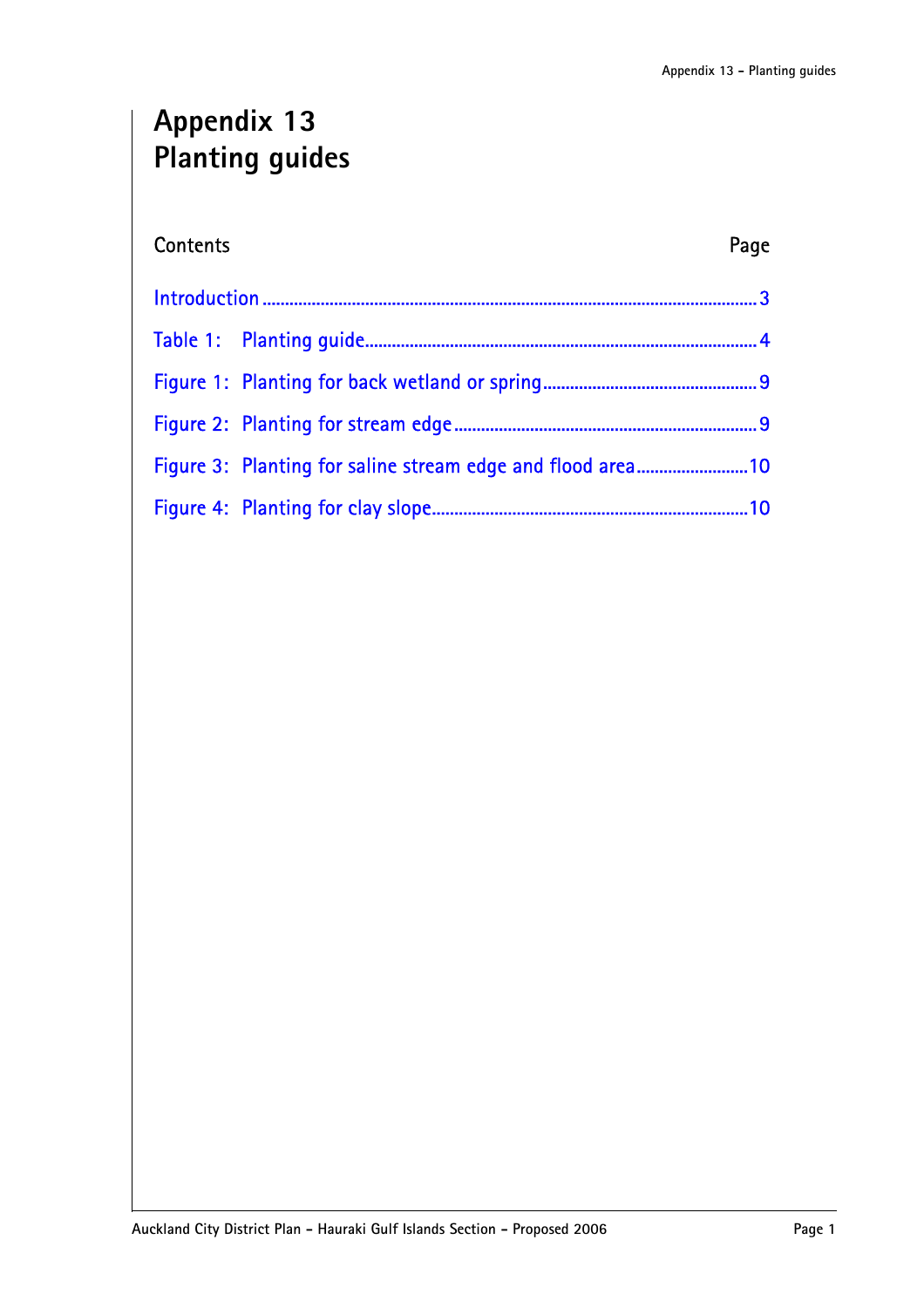# Appendix 13
# Planting guides

| Contents | Page |
| --- | --- |
| Introduction | 3 |
| Table 1: Planting guide | 4 |
| Figure 1: Planting for back wetland or spring | 9 |
| Figure 2: Planting for stream edge | 9 |
| Figure 3: Planting for saline stream edge and flood area | 10 |
| Figure 4: Planting for clay slope | 10 |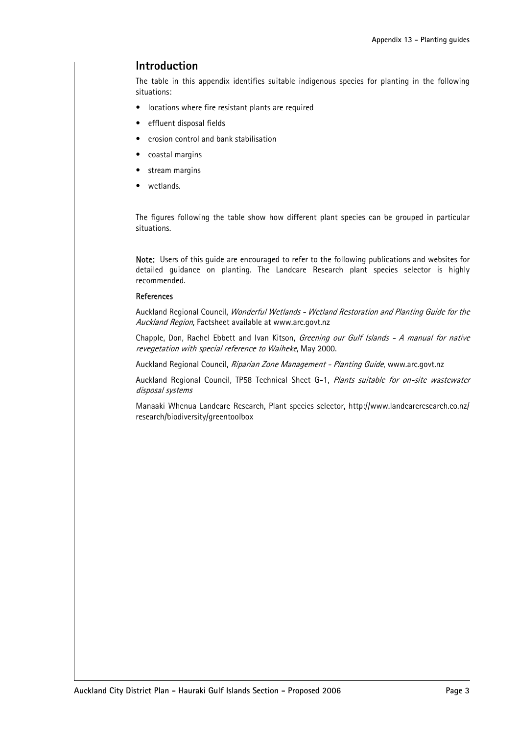## Introduction

The table in this appendix identifies suitable indigenous species for planting in the following situations:

- locations where fire resistant plants are required
- effluent disposal fields
- erosion control and bank stabilisation
- coastal margins
- stream margins
- wetlands.

The figures following the table show how different plant species can be grouped in particular situations.

**Note:** Users of this guide are encouraged to refer to the following publications and websites for detailed guidance on planting. The Landcare Research plant species selector is highly recommended.

**References**

Auckland Regional Council, *Wonderful Wetlands - Wetland Restoration and Planting Guide for the Auckland Region*, Factsheet available at www.arc.govt.nz

Chapple, Don, Rachel Ebbett and Ivan Kitson, *Greening our Gulf Islands - A manual for native revegetation with special reference to Waiheke*, May 2000.

Auckland Regional Council, *Riparian Zone Management - Planting Guide*, www.arc.govt.nz

Auckland Regional Council, TP58 Technical Sheet G-1, *Plants suitable for on-site wastewater disposal systems*

Manaaki Whenua Landcare Research, Plant species selector, http://www.landcareresearch.co.nz/research/biodiversity/greentoolbox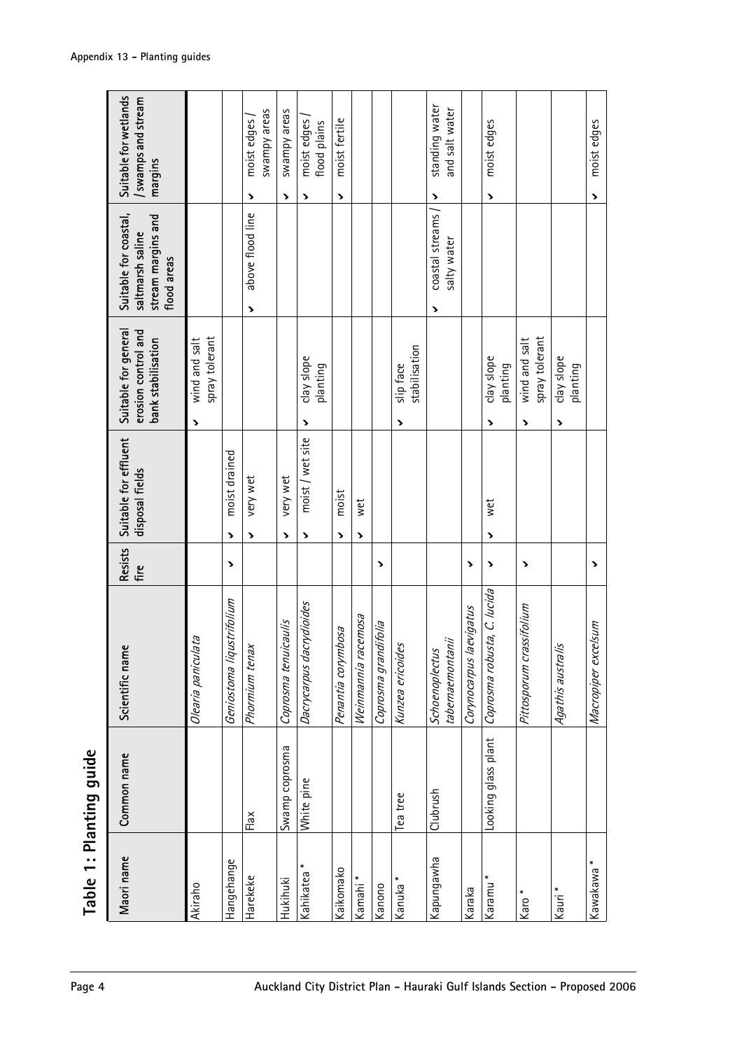## Table 1: Planting guide

| Maori name | Common name | Scientific name | Resists fire | Suitable for effluent disposal fields | Suitable for general erosion control and bank stabilisation | Suitable for coastal, saltmarsh saline stream margins and flood areas | Suitable for wetlands / swamps and stream margins |
|---|---|---|---|---|---|---|---|
| Akiraho | | *Olearia paniculata* | | | › wind and salt spray tolerant | | |
| Hangehange | | *Geniostoma liqustrifolium* | › | › moist drained | | | |
| Harekeke | Flax | *Phormium tenax* | | › very wet | | › above flood line | › moist edges / swampy areas |
| Hukihuki | Swamp coprosma | *Coprosma tenuicaulis* | | › very wet | | | › swampy areas |
| Kahikatea * | White pine | *Dacrycarpus dacrydioides* | | › moist / wet site | › clay slope planting | | › moist edges / flood plains |
| Kaikomako | | *Pennantia corymbosa* | | › moist | | | › moist fertile |
| Kamahi * | | *Weinmannia racemosa* | | › wet | | | |
| Kanono | | *Coprosma grandifolia* | › | | | | |
| Kanuka * | Tea tree | *Kunzea ericoides* | | | › slip face stabilisation | | |
| Kapungawha | Clubrush | *Schoenoplectus tabernaemontanii* | | | | › coastal streams / salty water | › standing water and salt water |
| Karaka | | *Corynocarpus laevigatus* | › | | | | |
| Karamu * | Looking glass plant | *Coprosma robusta, C. lucida* | › | › wet | › clay slope planting | | › moist edges |
| Karo * | | *Pittosporum crassifolium* | › | | › wind and salt spray tolerant | | |
| Kauri * | | *Agathis australis* | | | › clay slope planting | | |
| Kawakawa * | | *Macropiper excelsum* | › | | | | › moist edges |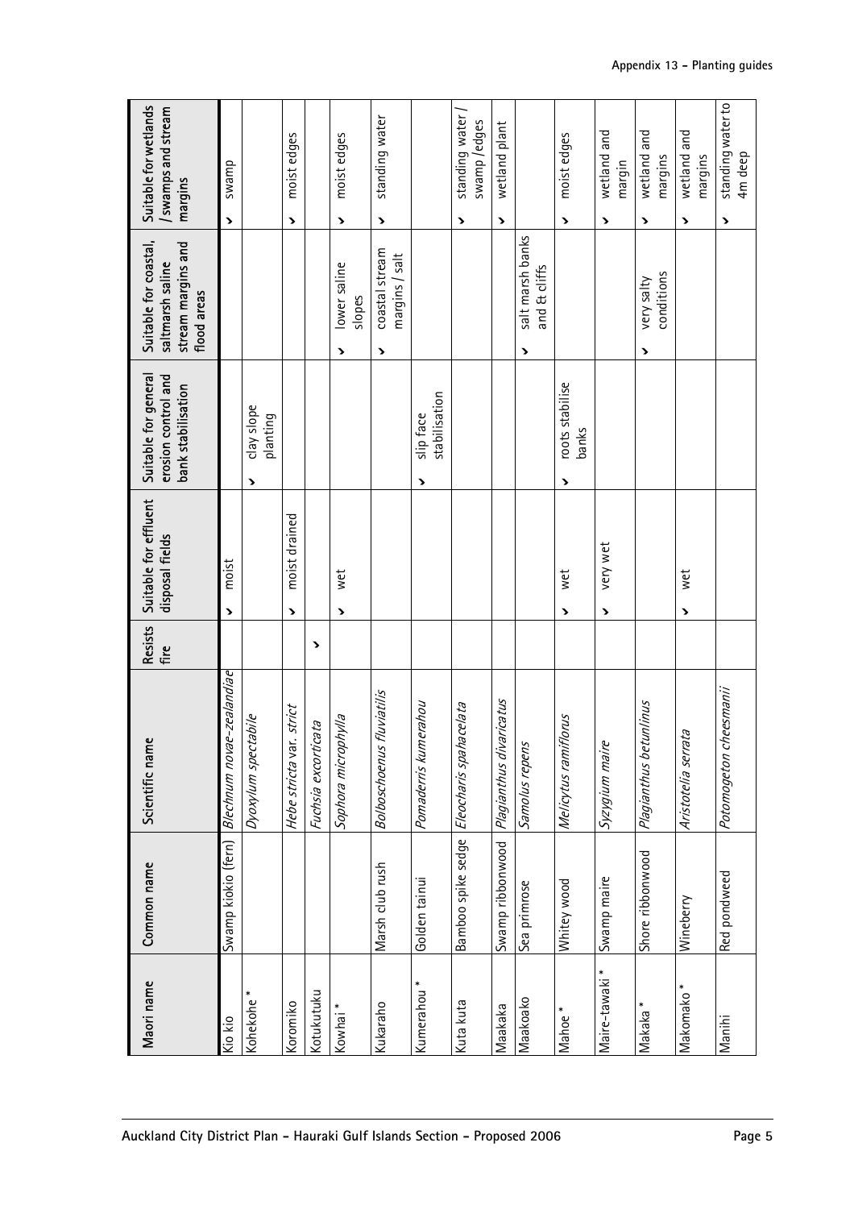| Maori name | Common name | Scientific name | Resists fire | Suitable for effluent disposal fields | Suitable for general erosion control and bank stabilisation | Suitable for coastal, saltmarsh saline stream margins and flood areas | Suitable for wetlands / swamps and stream margins |
|---|---|---|---|---|---|---|---|
| Kio kio | Swamp kiokio (fern) | *Blechnum novae-zealandiae* | | ✓ moist | | | ✓ swamp |
| Kohekohe * | | *Dyoxylum spectabile* | | | ✓ clay slope planting | | |
| Koromiko | | *Hebe stricta var. strict* | | ✓ moist drained | | | ✓ moist edges |
| Kotukutuku | | *Fuchsia excorticata* | ✓ | | | | |
| Kowhai * | | *Sophora microphylla* | | ✓ wet | | ✓ lower saline slopes | ✓ moist edges |
| Kukaraho | Marsh club rush | *Bolboschoenus fluviatilis* | | | | ✓ coastal stream margins / salt | ✓ standing water |
| Kumerahou * | Golden tainui | *Pomaderris kumerahou* | | | ✓ slip face stabilisation | | |
| Kuta kuta | Bamboo spike sedge | *Eleocharis spahacelata* | | | | | ✓ standing water / swamp /edges |
| Maakaka | Swamp ribbonwood | *Plagianthus divaricatus* | | | | | ✓ wetland plant |
| Maakoako | Sea primrose | *Samolus repens* | | | | ✓ salt marsh banks and & cliffs | |
| Mahoe * | Whitey wood | *Melicytus ramiflorus* | | ✓ wet | ✓ roots stabilise banks | | ✓ moist edges |
| Maire-tawaki * | Swamp maire | *Syzygium maire* | | ✓ very wet | | | ✓ wetland and margin |
| Makaka * | Shore ribbonwood | *Plagianthus betunlinus* | | | | ✓ very salty conditions | ✓ wetland and margins |
| Makomako * | Wineberry | *Aristotelia serrata* | | ✓ wet | | | ✓ wetland and margins |
| Manihi | Red pondweed | *Potomogeton cheesmanii* | | | | | ✓ standing water to 4m deep |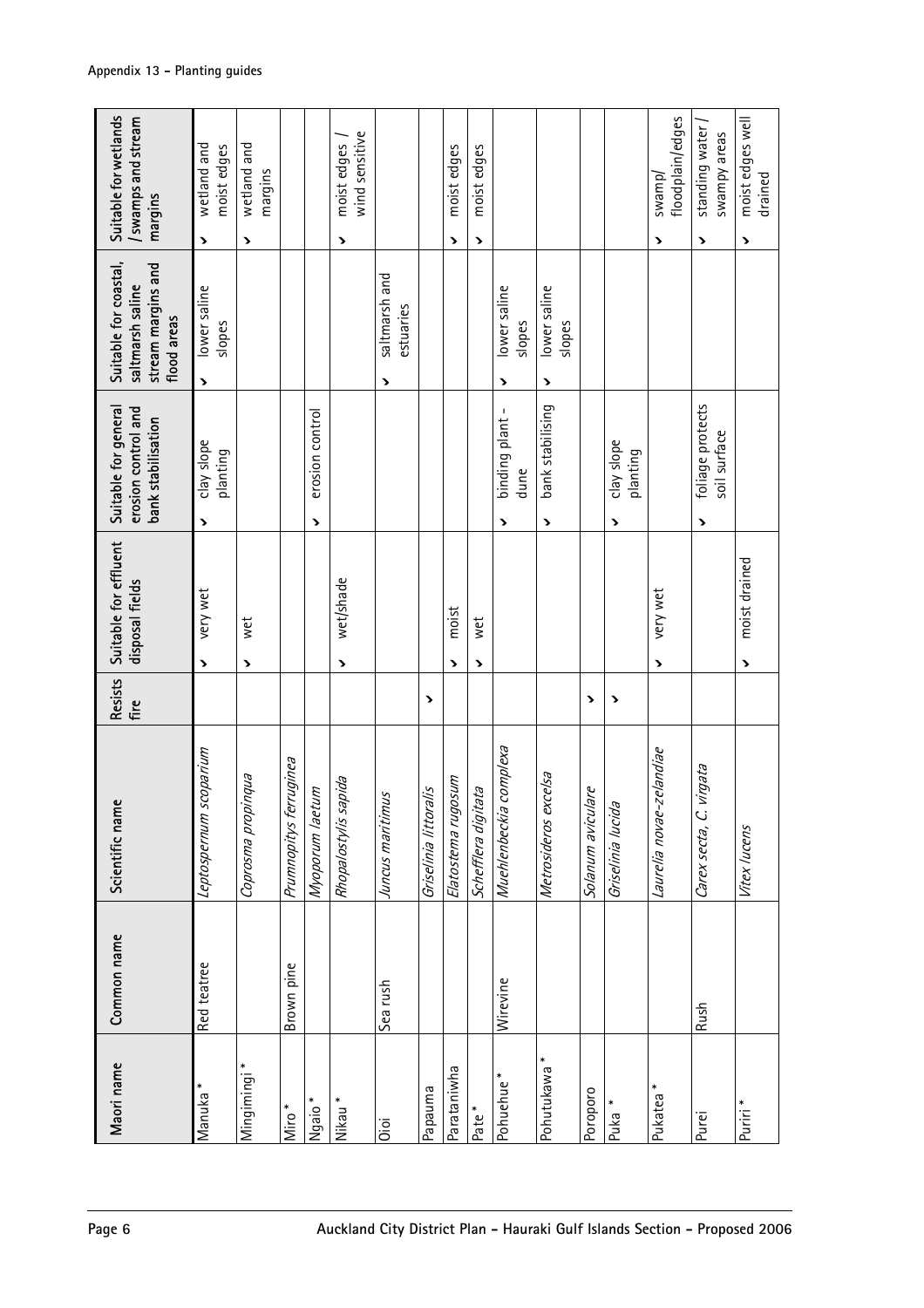| Maori name | Common name | Scientific name | Resists fire | Suitable for effluent disposal fields | Suitable for general erosion control and bank stabilisation | Suitable for coastal, saltmarsh saline stream margins and flood areas | Suitable for wetlands / swamps and stream margins |
|---|---|---|---|---|---|---|---|
| Manuka * | Red teatree | *Leptospernum scoparium* | | › very wet | › clay slope planting | › lower saline slopes | › wetland and moist edges |
| Mingimingi * | | *Coprosma propinqua* | | › wet | | | › wetland and margins |
| Miro * | Brown pine | *Prumnopitys ferruginea* | | | | | |
| Ngaio * | | *Myoporum laetum* | | | › erosion control | | |
| Nikau * | | *Rhopalostylis sapida* | | › wet/shade | | | › moist edges / wind sensitive |
| Oioi | Sea rush | *Juncus maritimus* | | | | › saltmarsh and estuaries | |
| Papauma | | *Griselinia littoralis* | › | | | | |
| Parataniwha | | *Elatostema rugosum* | | › moist | | | › moist edges |
| Pate * | | *Schefflera digitata* | | › wet | | | › moist edges |
| Pohuehue * | Wirevine | *Muehlenbeckia complexa* | | | › binding plant - dune | › lower saline slopes | |
| Pohutukawa * | | *Metrosideros excelsa* | | | › bank stabilising | › lower saline slopes | |
| Poroporo | | *Solanum aviculare* | › | | | | |
| Puka * | | *Griselinia lucida* | › | | › clay slope planting | | |
| Pukatea * | | *Laurelia novae-zelandiae* | | › very wet | | | › swamp/ floodplain/edges |
| Purei | Rush | *Carex secta, C. virgata* | | | › foliage protects soil surface | | › standing water / swampy areas |
| Puriri * | | *Vitex lucens* | | › moist drained | | | › moist edges well drained |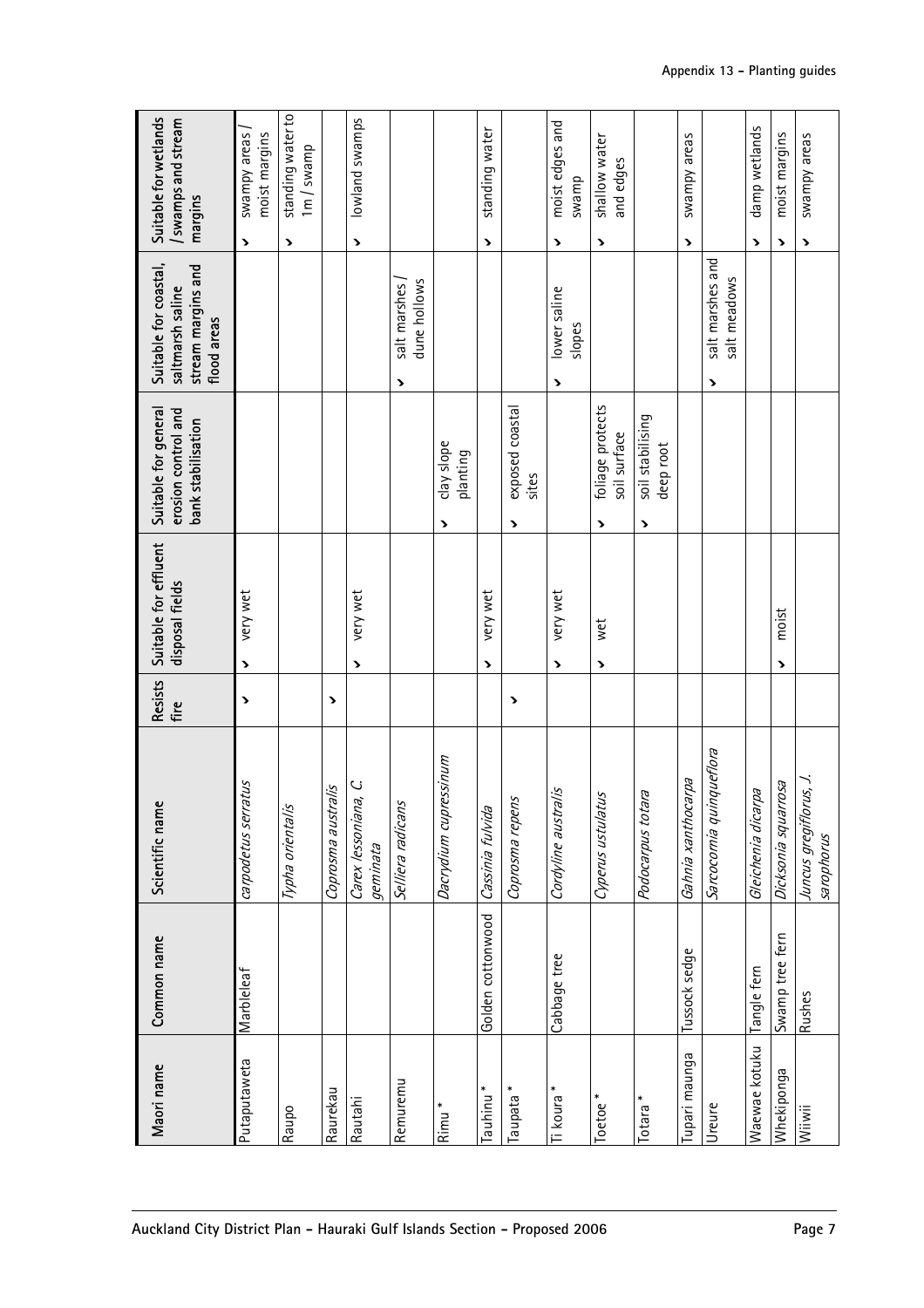| Maori name | Common name | Scientific name | Resists fire | Suitable for effluent disposal fields | Suitable for general erosion control and bank stabilisation | Suitable for coastal, saltmarsh saline stream margins and flood areas | Suitable for wetlands / swamps and stream margins |
|---|---|---|---|---|---|---|---|
| Putaputaweta | Marbleleaf | *carpodetus serratus* | ✓ | ✓ very wet | | | ✓ swampy areas / moist margins |
| Raupo | | *Typha orientalis* | | | | | ✓ standing water to 1m / swamp |
| Raurekau | | *Coprosma australis* | ✓ | | | | |
| Rautahi | | *Carex lessoniana, C geminata* | | ✓ very wet | | | ✓ lowland swamps |
| Remuremu | | *Selliera radicans* | | | | ✓ salt marshes / dune hollows | |
| Rimu * | | *Dacrydium cupressinum* | | | ✓ clay slope planting | | |
| Tauhinu * | Golden cottonwood | *Cassinia fulvida* | | ✓ very wet | | | ✓ standing water |
| Taupata * | | *Coprosma repens* | ✓ | | ✓ exposed coastal sites | | |
| Ti koura * | Cabbage tree | *Cordyline australis* | | ✓ very wet | | ✓ lower saline slopes | ✓ moist edges and swamp |
| Toetoe * | | *Cyperus ustulatus* | | ✓ wet | ✓ foliage protects soil surface | | ✓ shallow water and edges |
| Totara * | | *Podocarpus totara* | | | ✓ soil stabilising deep root | | |
| Tupari maunga | Tussock sedge | *Gahnia xanthocarpa* | | | | | ✓ swampy areas |
| Ureure | | *Sarcocornia quinqueflora* | | | | ✓ salt marshes and salt meadows | |
| Waewae kotuku | Tangle fern | *Gleichenia dicarpa* | | | | | ✓ damp wetlands |
| Whekiponga | Swamp tree fern | *Dicksonia squarrosa* | | ✓ moist | | | ✓ moist margins |
| Wiiwii | Rushes | *Juncus gregiflorus, J. sarophorus* | | | | | ✓ swampy areas |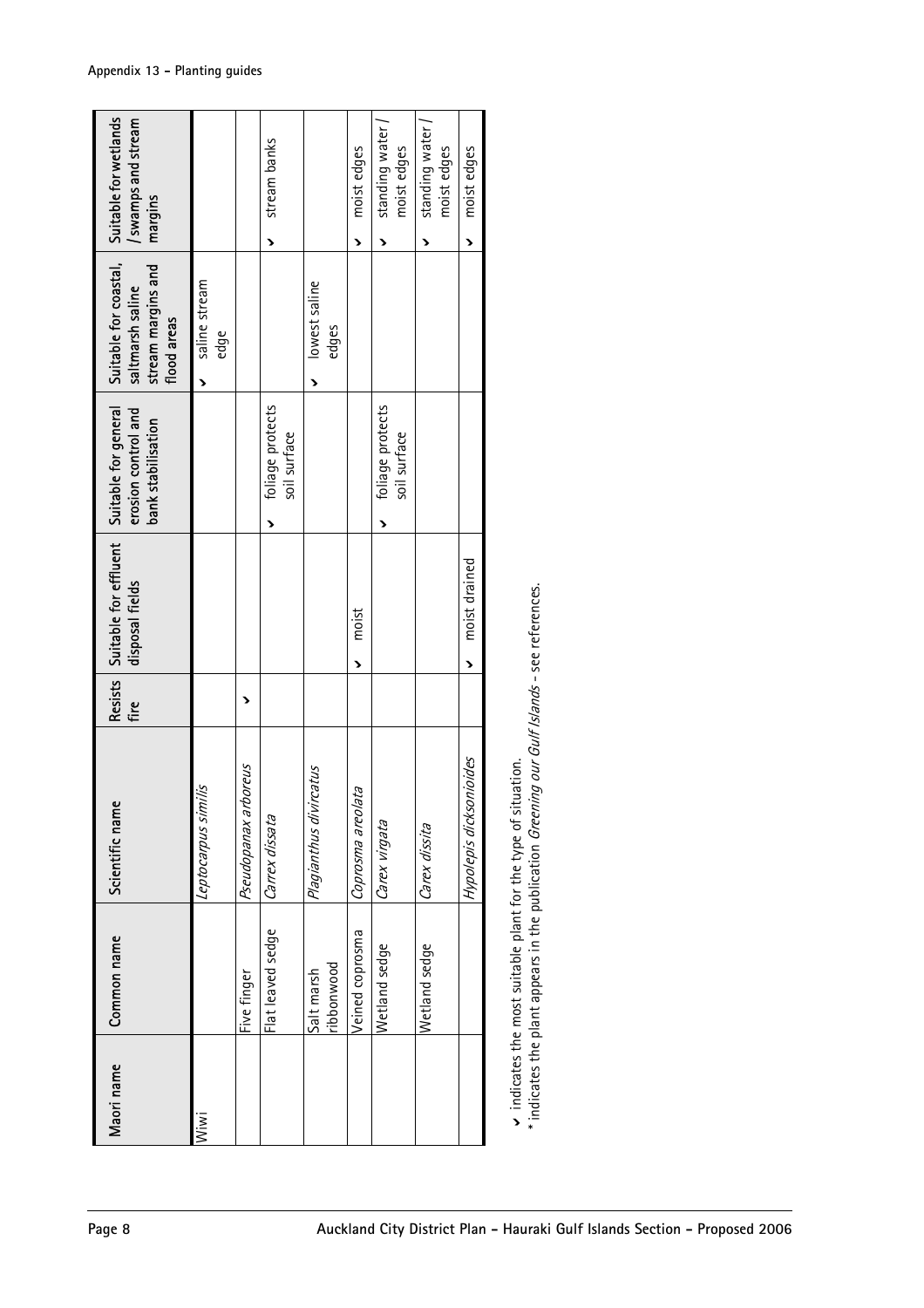| Maori name | Common name | Scientific name | Resists fire | Suitable for effluent disposal fields | Suitable for general erosion control and bank stabilisation | Suitable for coastal, saltmarsh saline stream margins and flood areas | Suitable for wetlands / swamps and stream margins |
|---|---|---|---|---|---|---|---|
| Wiwi | | *Leptocarpus similis* | | | | ✓ saline stream edge | |
| | Five finger | *Pseudopanax arboreus* | ✓ | | | | |
| | Flat leaved sedge | *Carrex dissata* | | | ✓ foliage protects soil surface | | ✓ stream banks |
| | Salt marsh ribbonwood | *Plagianthus divircatus* | | | | ✓ lowest saline edges | |
| | Veined coprosma | *Coprosma areolata* | | ✓ moist | | | ✓ moist edges |
| | Wetland sedge | *Carex virgata* | | | ✓ foliage protects soil surface | | ✓ standing water / moist edges |
| | Wetland sedge | *Carex dissita* | | | | | ✓ standing water / moist edges |
| | | *Hypolepis dicksonioides* | | ✓ moist drained | | | ✓ moist edges |

✓ indicates the most suitable plant for the type of situation.
\* indicates the plant appears in the publication *Greening our Gulf Islands* - see references.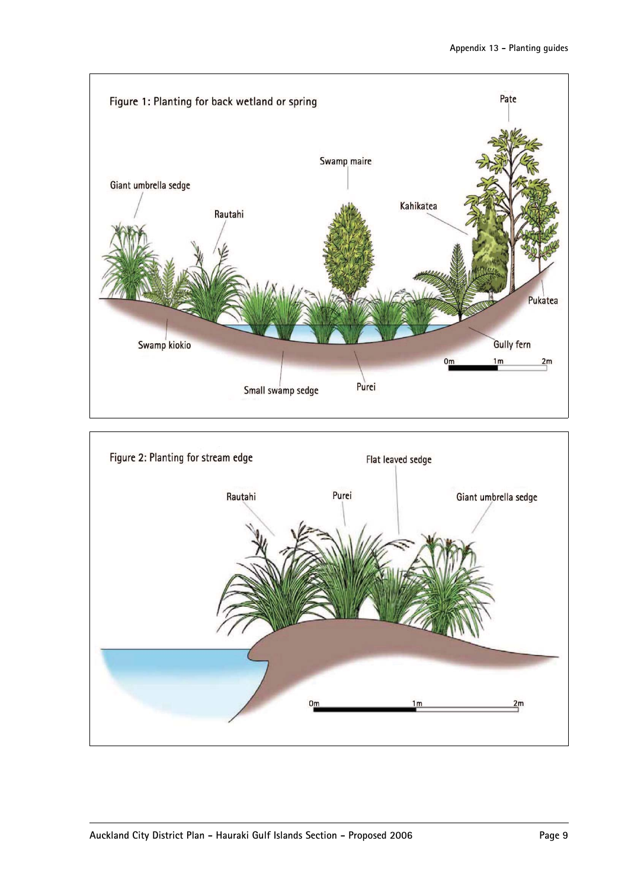Figure 1: Planting for back wetland or spring

Pate

Swamp maire

Giant umbrella sedge

Kahikatea

Rautahi

Pukatea

Swamp kiokio

Gully fern

0m 1m 2m

Small swamp sedge

Purei

Figure 2: Planting for stream edge

Flat leaved sedge

Rautahi

Purei

Giant umbrella sedge

0m 1m 2m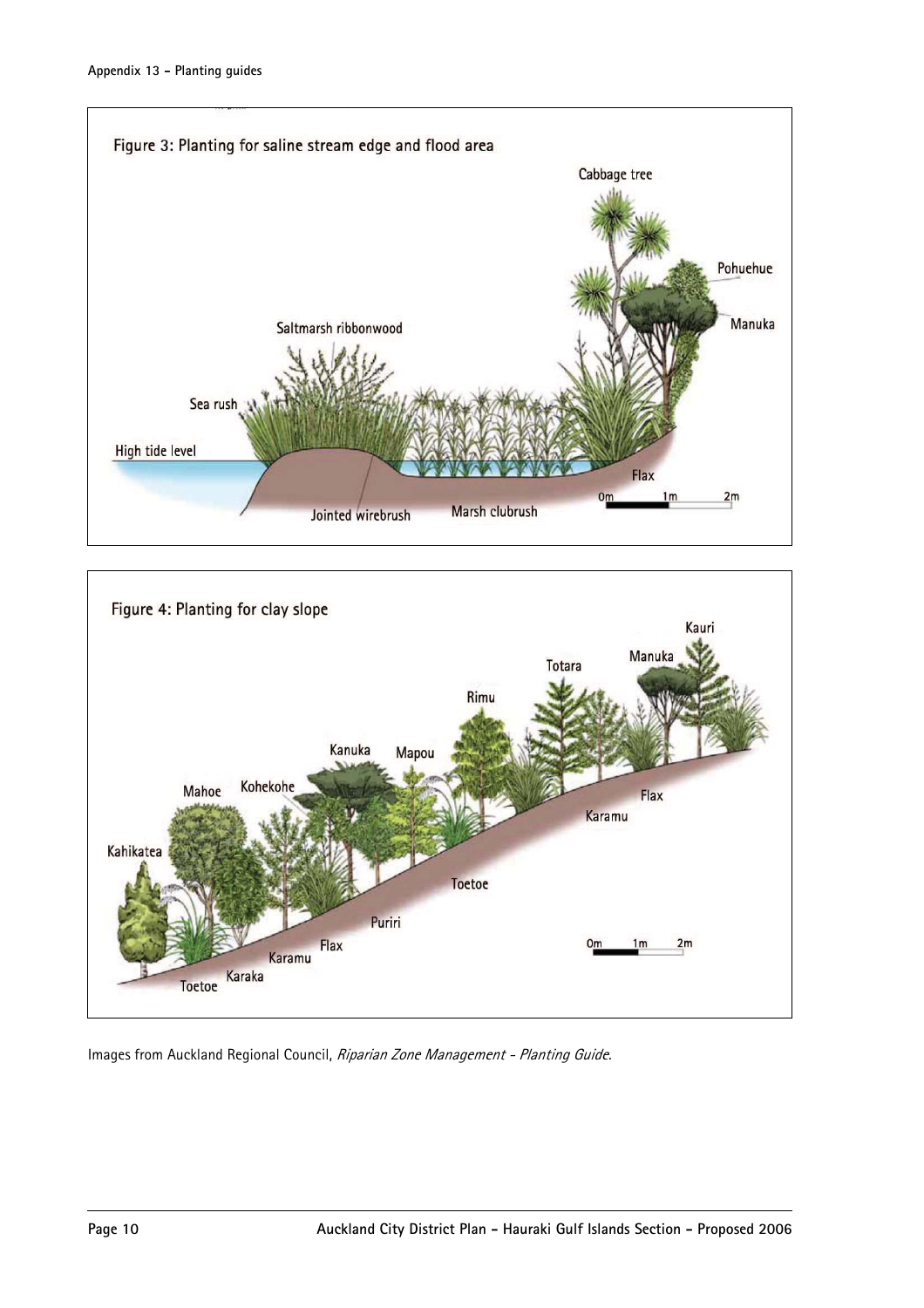Appendix 13 – Planting guides

Figure 3: Planting for saline stream edge and flood area

Cabbage tree

Pohuehue

Manuka

Saltmarsh ribbonwood

Sea rush

High tide level

Flax

0m 1m 2m

Jointed wirebrush

Marsh clubrush

Figure 4: Planting for clay slope

Kauri

Manuka

Totara

Rimu

Kanuka

Mapou

Mahoe

Kohekohe

Flax

Karamu

Kahikatea

Toetoe

Puriri

0m 1m 2m

Flax

Karamu

Toetoe

Karaka

Images from Auckland Regional Council, *Riparian Zone Management - Planting Guide*.